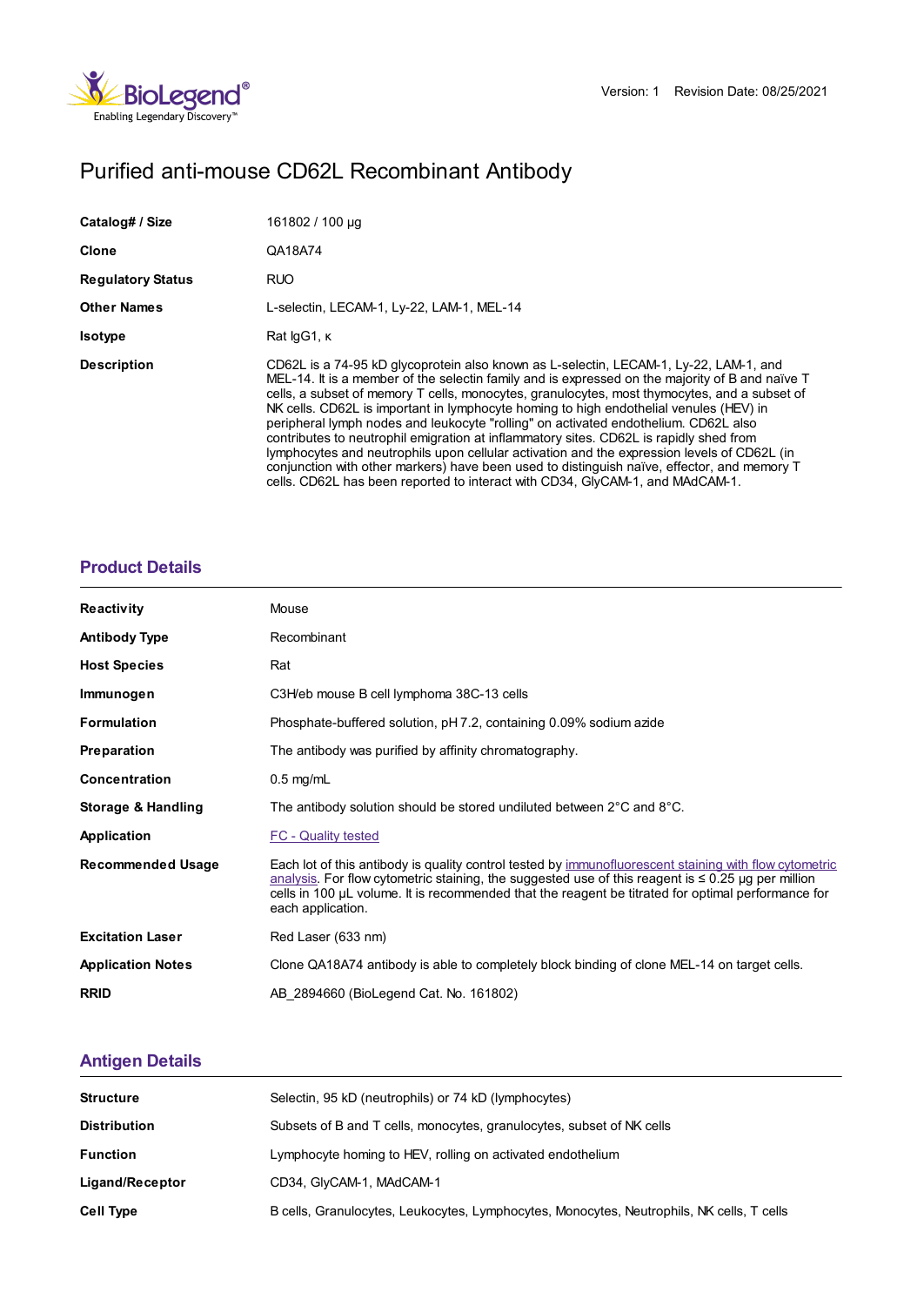Version: 1 Revision Date: 08/25/2021

# Purified anti-mouse CD62L Recombinant Antibody

| | |
|---|---|
| **Catalog# / Size** | 161802 / 100 µg |
| **Clone** | QA18A74 |
| **Regulatory Status** | RUO |
| **Other Names** | L-selectin, LECAM-1, Ly-22, LAM-1, MEL-14 |
| **Isotype** | Rat IgG1, κ |
| **Description** | CD62L is a 74-95 kD glycoprotein also known as L-selectin, LECAM-1, Ly-22, LAM-1, and MEL-14. It is a member of the selectin family and is expressed on the majority of B and naïve T cells, a subset of memory T cells, monocytes, granulocytes, most thymocytes, and a subset of NK cells. CD62L is important in lymphocyte homing to high endothelial venules (HEV) in peripheral lymph nodes and leukocyte "rolling" on activated endothelium. CD62L also contributes to neutrophil emigration at inflammatory sites. CD62L is rapidly shed from lymphocytes and neutrophils upon cellular activation and the expression levels of CD62L (in conjunction with other markers) have been used to distinguish naïve, effector, and memory T cells. CD62L has been reported to interact with CD34, GlyCAM-1, and MAdCAM-1. |

## Product Details

| | |
|---|---|
| **Reactivity** | Mouse |
| **Antibody Type** | Recombinant |
| **Host Species** | Rat |
| **Immunogen** | C3H/eb mouse B cell lymphoma 38C-13 cells |
| **Formulation** | Phosphate-buffered solution, pH 7.2, containing 0.09% sodium azide |
| **Preparation** | The antibody was purified by affinity chromatography. |
| **Concentration** | 0.5 mg/mL |
| **Storage & Handling** | The antibody solution should be stored undiluted between 2°C and 8°C. |
| **Application** | FC - Quality tested |
| **Recommended Usage** | Each lot of this antibody is quality control tested by immunofluorescent staining with flow cytometric analysis. For flow cytometric staining, the suggested use of this reagent is ≤ 0.25 µg per million cells in 100 µL volume. It is recommended that the reagent be titrated for optimal performance for each application. |
| **Excitation Laser** | Red Laser (633 nm) |
| **Application Notes** | Clone QA18A74 antibody is able to completely block binding of clone MEL-14 on target cells. |
| **RRID** | AB_2894660 (BioLegend Cat. No. 161802) |

## Antigen Details

| | |
|---|---|
| **Structure** | Selectin, 95 kD (neutrophils) or 74 kD (lymphocytes) |
| **Distribution** | Subsets of B and T cells, monocytes, granulocytes, subset of NK cells |
| **Function** | Lymphocyte homing to HEV, rolling on activated endothelium |
| **Ligand/Receptor** | CD34, GlyCAM-1, MAdCAM-1 |
| **Cell Type** | B cells, Granulocytes, Leukocytes, Lymphocytes, Monocytes, Neutrophils, NK cells, T cells |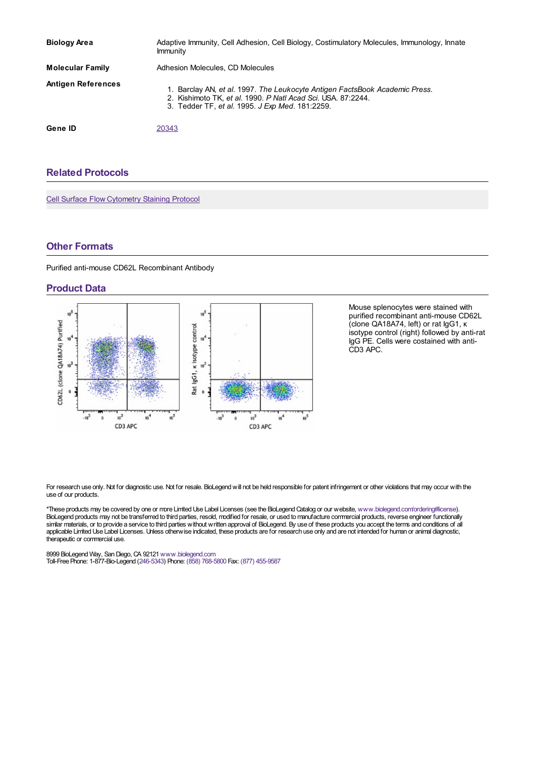| | |
|---|---|
| **Biology Area** | Adaptive Immunity, Cell Adhesion, Cell Biology, Costimulatory Molecules, Immunology, Innate Immunity |
| **Molecular Family** | Adhesion Molecules, CD Molecules |
| **Antigen References** | 1. Barclay AN, *et al*. 1997. *The Leukocyte Antigen FactsBook Academic Press.* 2. Kishimoto TK, *et al*. 1990. *P Natl Acad Sci*. USA. 87:2244. 3. Tedder TF, *et al*. 1995. *J Exp Med*. 181:2259. |
| **Gene ID** | 20343 |

## Related Protocols

Cell Surface Flow Cytometry Staining Protocol

## Other Formats

Purified anti-mouse CD62L Recombinant Antibody

## Product Data

CD62L (clone QA18A74) Purified

CD3 APC

Rat IgG1, κ isotype control

CD3 APC

Mouse splenocytes were stained with purified recombinant anti-mouse CD62L (clone QA18A74, left) or rat IgG1, κ isotype control (right) followed by anti-rat IgG PE. Cells were costained with anti-CD3 APC.

For research use only. Not for diagnostic use. Not for resale. BioLegend will not be held responsible for patent infringement or other violations that may occur with the use of our products.

*These products may be covered by one or more Limited Use Label Licenses (see the BioLegend Catalog or our website, www.biolegend.com/ordering#license). BioLegend products may not be transferred to third parties, resold, modified for resale, or used to manufacture commercial products, reverse engineer functionally similar materials, or to provide a service to third parties without written approval of BioLegend. By use of these products you accept the terms and conditions of all applicable Limited Use Label Licenses. Unless otherwise indicated, these products are for research use only and are not intended for human or animal diagnostic, therapeutic or commercial use.

8999 BioLegend Way, San Diego, CA 92121 www.biolegend.com
Toll-Free Phone: 1-877-Bio-Legend (246-5343) Phone: (858) 768-5800 Fax: (877) 455-9587